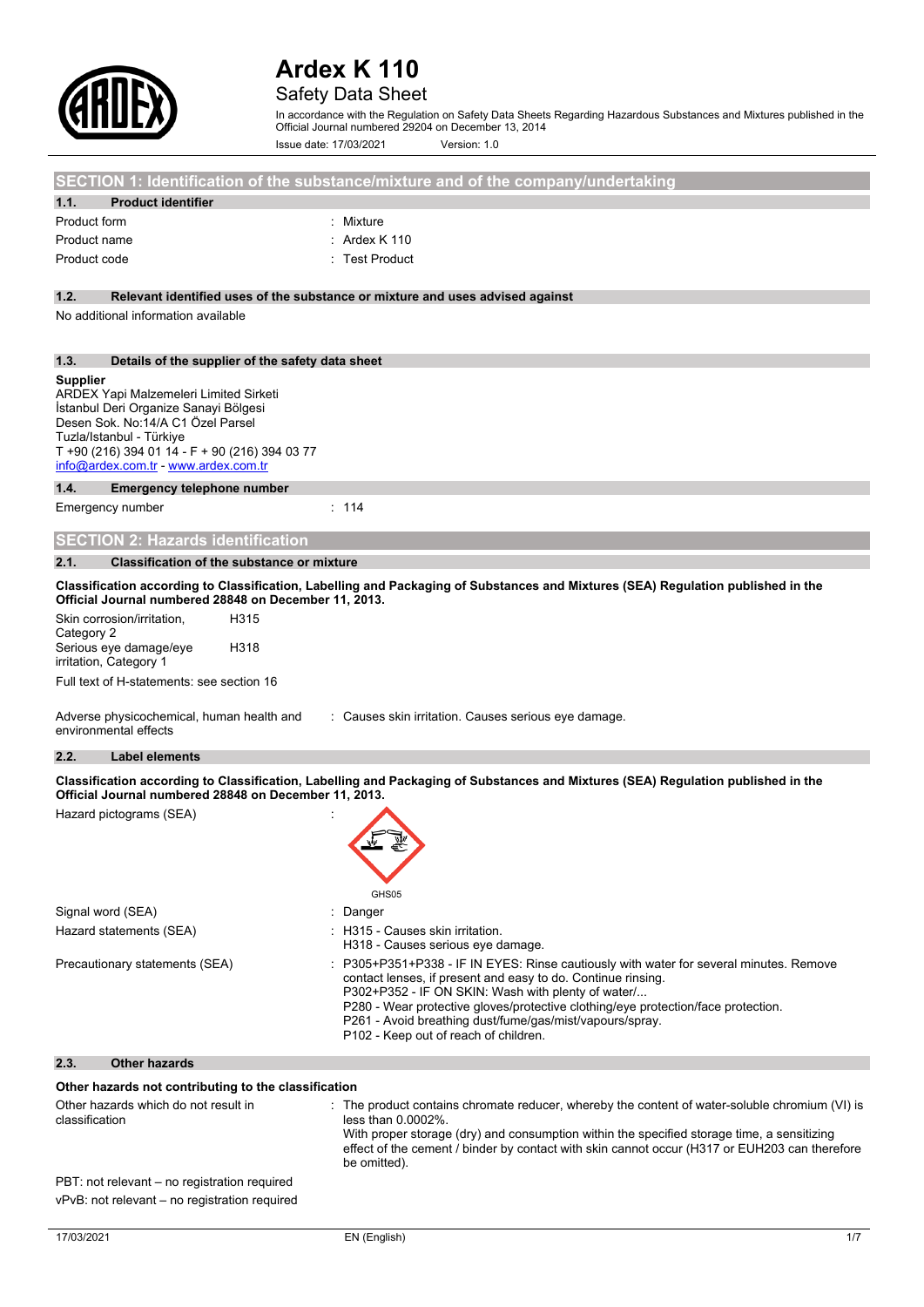# Ardex K 110

## Safety Data Sheet

In accordance with the Regulation on Safety Data Sheets Regarding Hazardous Substances and Mixtures published in the Official Journal numbered 29204 on December 13, 2014

Issue date: 17/03/2021 Version: 1.0

## SECTION 1: Identification of the substance/mixture and of the company/undertaking

### 1.1. Product identifier

Product form : Mixture

Product name : Ardex K 110

Product code : Test Product

### 1.2. Relevant identified uses of the substance or mixture and uses advised against

No additional information available

### 1.3. Details of the supplier of the safety data sheet

**Supplier**

ARDEX Yapi Malzemeleri Limited Sirketi
İstanbul Deri Organize Sanayi Bölgesi
Desen Sok. No:14/A C1 Özel Parsel
Tuzla/Istanbul - Türkiye
T +90 (216) 394 01 14 - F + 90 (216) 394 03 77
info@ardex.com.tr - www.ardex.com.tr

### 1.4. Emergency telephone number

Emergency number : 114

## SECTION 2: Hazards identification

### 2.1. Classification of the substance or mixture

**Classification according to Classification, Labelling and Packaging of Substances and Mixtures (SEA) Regulation published in the Official Journal numbered 28848 on December 11, 2013.**

| | |
|---|---|
| Skin corrosion/irritation, Category 2 | H315 |
| Serious eye damage/eye irritation, Category 1 | H318 |

Full text of H-statements: see section 16

Adverse physicochemical, human health and environmental effects : Causes skin irritation. Causes serious eye damage.

### 2.2. Label elements

**Classification according to Classification, Labelling and Packaging of Substances and Mixtures (SEA) Regulation published in the Official Journal numbered 28848 on December 11, 2013.**

Hazard pictograms (SEA) :

GHS05

Signal word (SEA) : Danger

Hazard statements (SEA) : H315 - Causes skin irritation.
H318 - Causes serious eye damage.

Precautionary statements (SEA) : P305+P351+P338 - IF IN EYES: Rinse cautiously with water for several minutes. Remove contact lenses, if present and easy to do. Continue rinsing.
P302+P352 - IF ON SKIN: Wash with plenty of water/...
P280 - Wear protective gloves/protective clothing/eye protection/face protection.
P261 - Avoid breathing dust/fume/gas/mist/vapours/spray.
P102 - Keep out of reach of children.

### 2.3. Other hazards

**Other hazards not contributing to the classification**

Other hazards which do not result in classification : The product contains chromate reducer, whereby the content of water-soluble chromium (VI) is less than 0.0002%.
With proper storage (dry) and consumption within the specified storage time, a sensitizing effect of the cement / binder by contact with skin cannot occur (H317 or EUH203 can therefore be omitted).

PBT: not relevant – no registration required

vPvB: not relevant – no registration required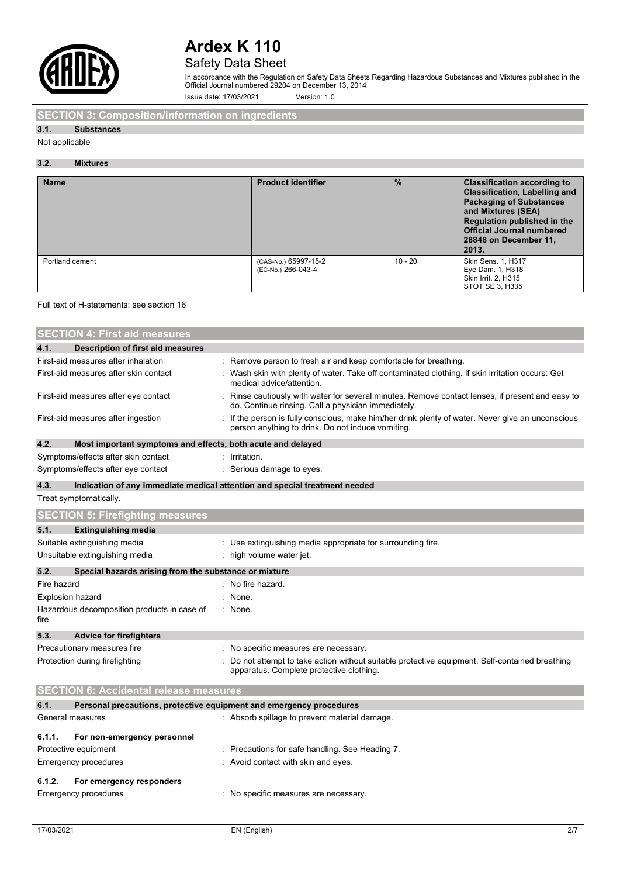## SECTION 3: Composition/information on ingredients

### 3.1. Substances

Not applicable

### 3.2. Mixtures

| Name | Product identifier | % | Classification according to Classification, Labelling and Packaging of Substances and Mixtures (SEA) Regulation published in the Official Journal numbered 28848 on December 11, 2013. |
|---|---|---|---|
| Portland cement | (CAS-No.) 65997-15-2<br>(EC-No.) 266-043-4 | 10 - 20 | Skin Sens. 1, H317<br>Eye Dam. 1, H318<br>Skin Irrit. 2, H315<br>STOT SE 3, H335 |

Full text of H-statements: see section 16

## SECTION 4: First aid measures

### 4.1. Description of first aid measures

First-aid measures after inhalation : Remove person to fresh air and keep comfortable for breathing.

First-aid measures after skin contact : Wash skin with plenty of water. Take off contaminated clothing. If skin irritation occurs: Get medical advice/attention.

First-aid measures after eye contact : Rinse cautiously with water for several minutes. Remove contact lenses, if present and easy to do. Continue rinsing. Call a physician immediately.

First-aid measures after ingestion : If the person is fully conscious, make him/her drink plenty of water. Never give an unconscious person anything to drink. Do not induce vomiting.

### 4.2. Most important symptoms and effects, both acute and delayed

Symptoms/effects after skin contact : Irritation.

Symptoms/effects after eye contact : Serious damage to eyes.

### 4.3. Indication of any immediate medical attention and special treatment needed

Treat symptomatically.

## SECTION 5: Firefighting measures

### 5.1. Extinguishing media

Suitable extinguishing media : Use extinguishing media appropriate for surrounding fire.

Unsuitable extinguishing media : high volume water jet.

### 5.2. Special hazards arising from the substance or mixture

Fire hazard : No fire hazard.

Explosion hazard : None.

Hazardous decomposition products in case of fire : None.

### 5.3. Advice for firefighters

Precautionary measures fire : No specific measures are necessary.

Protection during firefighting : Do not attempt to take action without suitable protective equipment. Self-contained breathing apparatus. Complete protective clothing.

## SECTION 6: Accidental release measures

### 6.1. Personal precautions, protective equipment and emergency procedures

General measures : Absorb spillage to prevent material damage.

#### 6.1.1. For non-emergency personnel

Protective equipment : Precautions for safe handling. See Heading 7.

Emergency procedures : Avoid contact with skin and eyes.

#### 6.1.2. For emergency responders

Emergency procedures : No specific measures are necessary.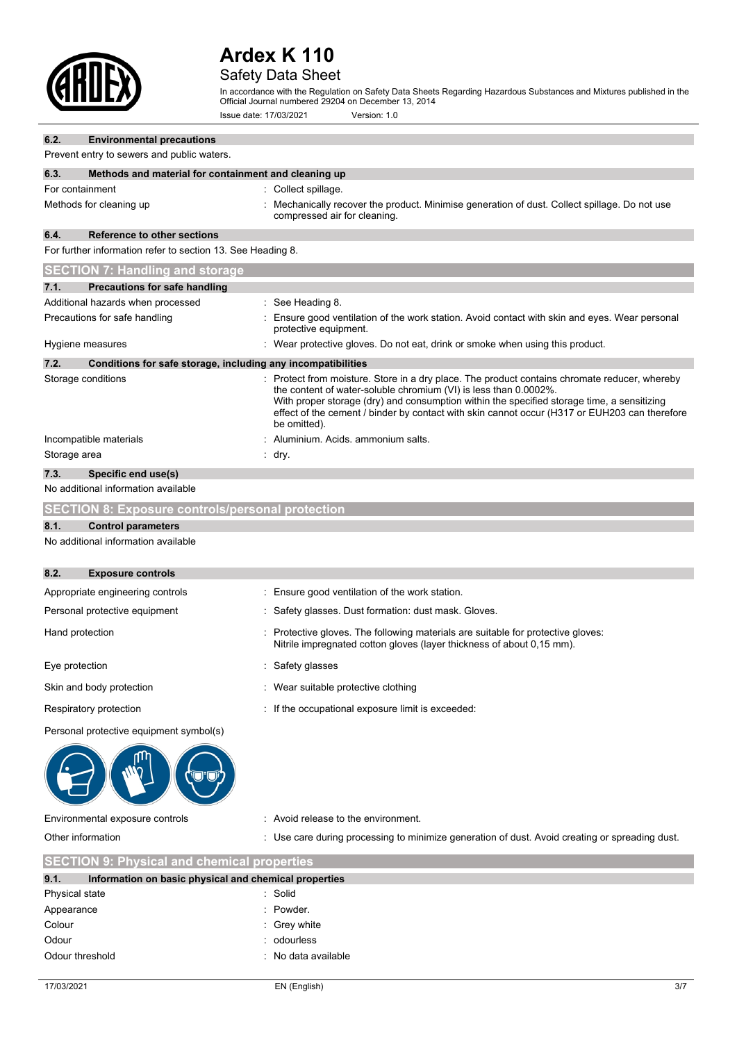#### 6.2. Environmental precautions

Prevent entry to sewers and public waters.

#### 6.3. Methods and material for containment and cleaning up

| | |
|---|---|
| For containment | : Collect spillage. |
| Methods for cleaning up | : Mechanically recover the product. Minimise generation of dust. Collect spillage. Do not use compressed air for cleaning. |

#### 6.4. Reference to other sections

For further information refer to section 13. See Heading 8.

## SECTION 7: Handling and storage

#### 7.1. Precautions for safe handling

| | |
|---|---|
| Additional hazards when processed | : See Heading 8. |
| Precautions for safe handling | : Ensure good ventilation of the work station. Avoid contact with skin and eyes. Wear personal protective equipment. |
| Hygiene measures | : Wear protective gloves. Do not eat, drink or smoke when using this product. |

#### 7.2. Conditions for safe storage, including any incompatibilities

| | |
|---|---|
| Storage conditions | : Protect from moisture. Store in a dry place. The product contains chromate reducer, whereby the content of water-soluble chromium (VI) is less than 0.0002%. With proper storage (dry) and consumption within the specified storage time, a sensitizing effect of the cement / binder by contact with skin cannot occur (H317 or EUH203 can therefore be omitted). |
| Incompatible materials | : Aluminium. Acids. ammonium salts. |
| Storage area | : dry. |

#### 7.3. Specific end use(s)

No additional information available

## SECTION 8: Exposure controls/personal protection

#### 8.1. Control parameters

No additional information available

#### 8.2. Exposure controls

| | |
|---|---|
| Appropriate engineering controls | : Ensure good ventilation of the work station. |
| Personal protective equipment | : Safety glasses. Dust formation: dust mask. Gloves. |
| Hand protection | : Protective gloves. The following materials are suitable for protective gloves: Nitrile impregnated cotton gloves (layer thickness of about 0,15 mm). |
| Eye protection | : Safety glasses |
| Skin and body protection | : Wear suitable protective clothing |
| Respiratory protection | : If the occupational exposure limit is exceeded: |

Personal protective equipment symbol(s)

| | |
|---|---|
| Environmental exposure controls | : Avoid release to the environment. |
| Other information | : Use care during processing to minimize generation of dust. Avoid creating or spreading dust. |

## SECTION 9: Physical and chemical properties

#### 9.1. Information on basic physical and chemical properties

| | |
|---|---|
| Physical state | : Solid |
| Appearance | : Powder. |
| Colour | : Grey white |
| Odour | : odourless |
| Odour threshold | : No data available |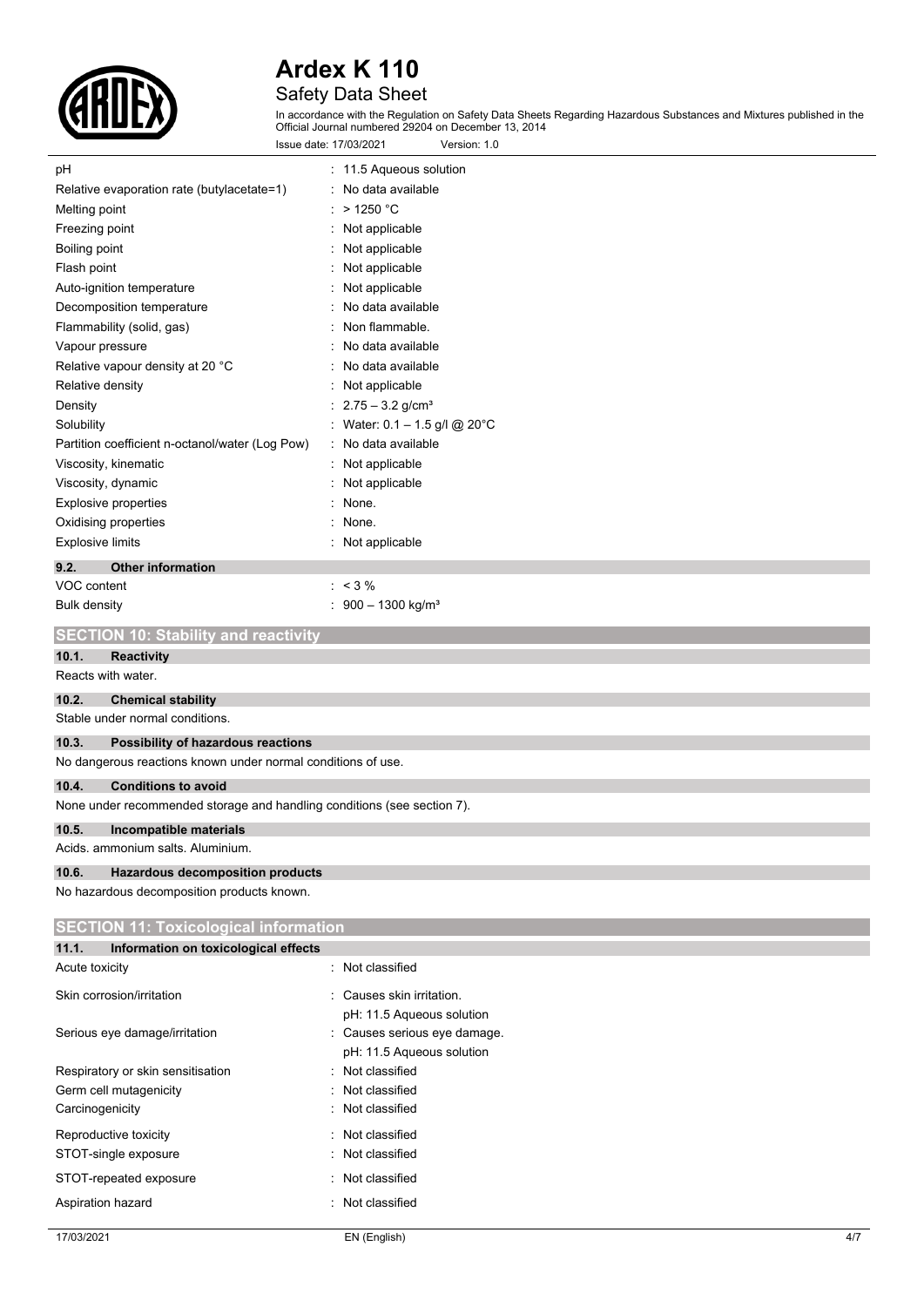| | |
|---|---|
| pH | : 11.5 Aqueous solution |
| Relative evaporation rate (butylacetate=1) | : No data available |
| Melting point | : > 1250 °C |
| Freezing point | : Not applicable |
| Boiling point | : Not applicable |
| Flash point | : Not applicable |
| Auto-ignition temperature | : Not applicable |
| Decomposition temperature | : No data available |
| Flammability (solid, gas) | : Non flammable. |
| Vapour pressure | : No data available |
| Relative vapour density at 20 °C | : No data available |
| Relative density | : Not applicable |
| Density | : 2.75 – 3.2 g/cm³ |
| Solubility | : Water: 0.1 – 1.5 g/l @ 20°C |
| Partition coefficient n-octanol/water (Log Pow) | : No data available |
| Viscosity, kinematic | : Not applicable |
| Viscosity, dynamic | : Not applicable |
| Explosive properties | : None. |
| Oxidising properties | : None. |
| Explosive limits | : Not applicable |

### 9.2. Other information

| | |
|---|---|
| VOC content | : < 3 % |
| Bulk density | : 900 – 1300 kg/m³ |

## SECTION 10: Stability and reactivity

### 10.1. Reactivity

Reacts with water.

### 10.2. Chemical stability

Stable under normal conditions.

### 10.3. Possibility of hazardous reactions

No dangerous reactions known under normal conditions of use.

### 10.4. Conditions to avoid

None under recommended storage and handling conditions (see section 7).

### 10.5. Incompatible materials

Acids. ammonium salts. Aluminium.

### 10.6. Hazardous decomposition products

No hazardous decomposition products known.

## SECTION 11: Toxicological information

### 11.1. Information on toxicological effects

| | |
|---|---|
| Acute toxicity | : Not classified |
| Skin corrosion/irritation | : Causes skin irritation.<br>pH: 11.5 Aqueous solution |
| Serious eye damage/irritation | : Causes serious eye damage.<br>pH: 11.5 Aqueous solution |
| Respiratory or skin sensitisation | : Not classified |
| Germ cell mutagenicity | : Not classified |
| Carcinogenicity | : Not classified |
| Reproductive toxicity | : Not classified |
| STOT-single exposure | : Not classified |
| STOT-repeated exposure | : Not classified |
| Aspiration hazard | : Not classified |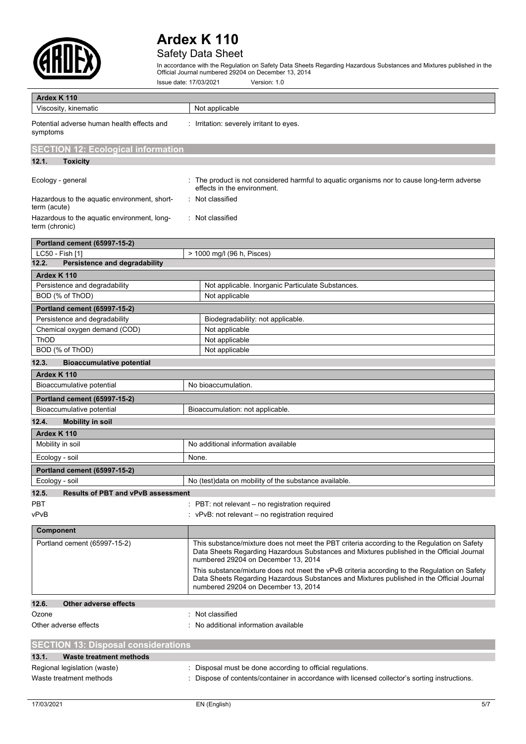| Ardex K 110 | |
|---|---|
| Viscosity, kinematic | Not applicable |

Potential adverse human health effects and symptoms : Irritation: severely irritant to eyes.

## SECTION 12: Ecological information

### 12.1. Toxicity

Ecology - general : The product is not considered harmful to aquatic organisms nor to cause long-term adverse effects in the environment.

Hazardous to the aquatic environment, short-term (acute) : Not classified

Hazardous to the aquatic environment, long-term (chronic) : Not classified

| Portland cement (65997-15-2) | |
|---|---|
| LC50 - Fish [1] | > 1000 mg/l (96 h, Pisces) |

### 12.2. Persistence and degradability

| Ardex K 110 | |
|---|---|
| Persistence and degradability | Not applicable. Inorganic Particulate Substances. |
| BOD (% of ThOD) | Not applicable |

| Portland cement (65997-15-2) | |
|---|---|
| Persistence and degradability | Biodegradability: not applicable. |
| Chemical oxygen demand (COD) | Not applicable |
| ThOD | Not applicable |
| BOD (% of ThOD) | Not applicable |

### 12.3. Bioaccumulative potential

| Ardex K 110 | |
|---|---|
| Bioaccumulative potential | No bioaccumulation. |

| Portland cement (65997-15-2) | |
|---|---|
| Bioaccumulative potential | Bioaccumulation: not applicable. |

### 12.4. Mobility in soil

| Ardex K 110 | |
|---|---|
| Mobility in soil | No additional information available |
| Ecology - soil | None. |

| Portland cement (65997-15-2) | |
|---|---|
| Ecology - soil | No (test)data on mobility of the substance available. |

### 12.5. Results of PBT and vPvB assessment

PBT : PBT: not relevant – no registration required

vPvB : vPvB: not relevant – no registration required

| Component | |
|---|---|
| Portland cement (65997-15-2) | This substance/mixture does not meet the PBT criteria according to the Regulation on Safety Data Sheets Regarding Hazardous Substances and Mixtures published in the Official Journal numbered 29204 on December 13, 2014<br>This substance/mixture does not meet the vPvB criteria according to the Regulation on Safety Data Sheets Regarding Hazardous Substances and Mixtures published in the Official Journal numbered 29204 on December 13, 2014 |

### 12.6. Other adverse effects

Ozone : Not classified

Other adverse effects : No additional information available

## SECTION 13: Disposal considerations

### 13.1. Waste treatment methods

Regional legislation (waste) : Disposal must be done according to official regulations.

Waste treatment methods : Dispose of contents/container in accordance with licensed collector's sorting instructions.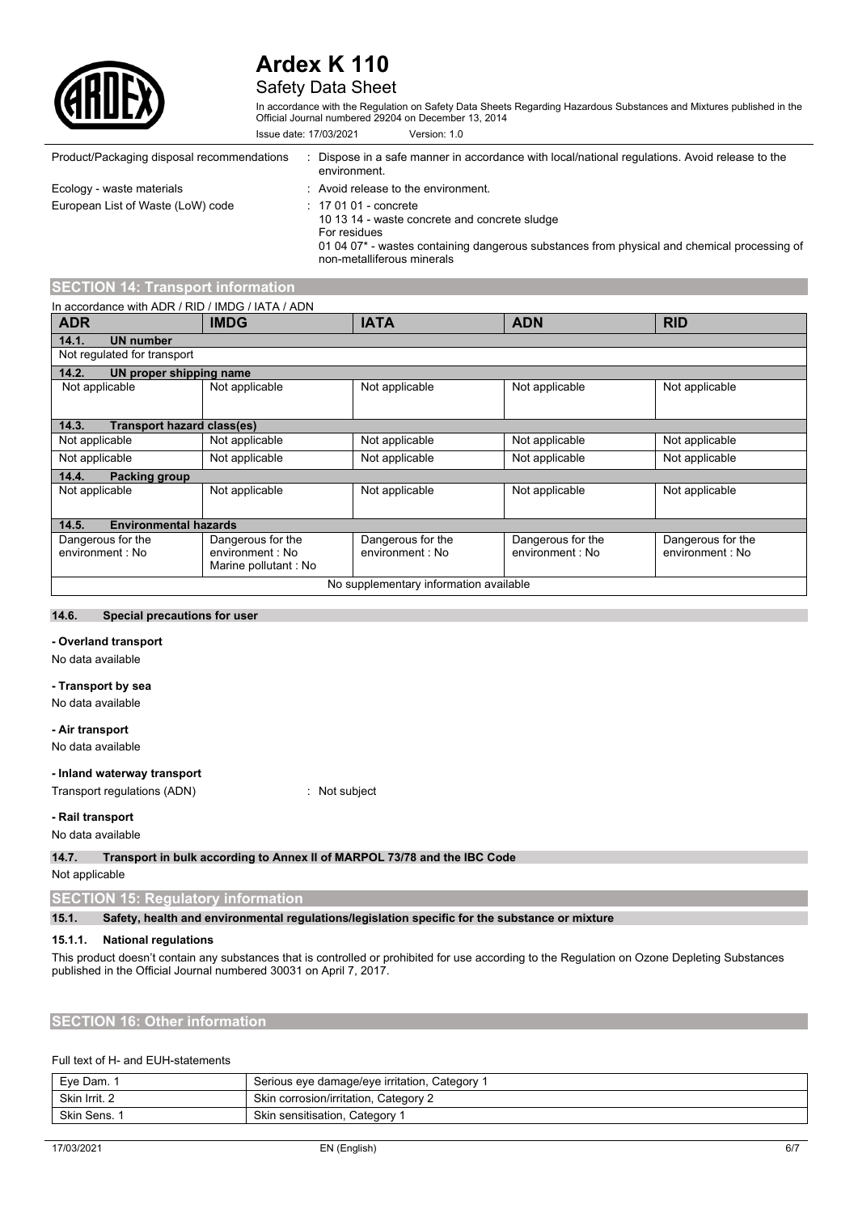| | |
|---|---|
| Product/Packaging disposal recommendations | : Dispose in a safe manner in accordance with local/national regulations. Avoid release to the environment. |
| Ecology - waste materials | : Avoid release to the environment. |
| European List of Waste (LoW) code | : 17 01 01 - concrete<br>10 13 14 - waste concrete and concrete sludge<br>For residues<br>01 04 07* - wastes containing dangerous substances from physical and chemical processing of non-metalliferous minerals |

## SECTION 14: Transport information

In accordance with ADR / RID / IMDG / IATA / ADN

| ADR | IMDG | IATA | ADN | RID |
|---|---|---|---|---|
| **14.1. UN number** | | | | |
| Not regulated for transport | | | | |
| **14.2. UN proper shipping name** | | | | |
| Not applicable | Not applicable | Not applicable | Not applicable | Not applicable |
| **14.3. Transport hazard class(es)** | | | | |
| Not applicable | Not applicable | Not applicable | Not applicable | Not applicable |
| Not applicable | Not applicable | Not applicable | Not applicable | Not applicable |
| **14.4. Packing group** | | | | |
| Not applicable | Not applicable | Not applicable | Not applicable | Not applicable |
| **14.5. Environmental hazards** | | | | |
| Dangerous for the environment : No | Dangerous for the environment : No<br>Marine pollutant : No | Dangerous for the environment : No | Dangerous for the environment : No | Dangerous for the environment : No |
| No supplementary information available | | | | |

### 14.6. Special precautions for user

**- Overland transport**

No data available

**- Transport by sea**

No data available

**- Air transport**

No data available

**- Inland waterway transport**

Transport regulations (ADN) : Not subject

**- Rail transport**

No data available

### 14.7. Transport in bulk according to Annex II of MARPOL 73/78 and the IBC Code

Not applicable

## SECTION 15: Regulatory information

### 15.1. Safety, health and environmental regulations/legislation specific for the substance or mixture

#### 15.1.1. National regulations

This product doesn't contain any substances that is controlled or prohibited for use according to the Regulation on Ozone Depleting Substances published in the Official Journal numbered 30031 on April 7, 2017.

## SECTION 16: Other information

Full text of H- and EUH-statements

| | |
|---|---|
| Eye Dam. 1 | Serious eye damage/eye irritation, Category 1 |
| Skin Irrit. 2 | Skin corrosion/irritation, Category 2 |
| Skin Sens. 1 | Skin sensitisation, Category 1 |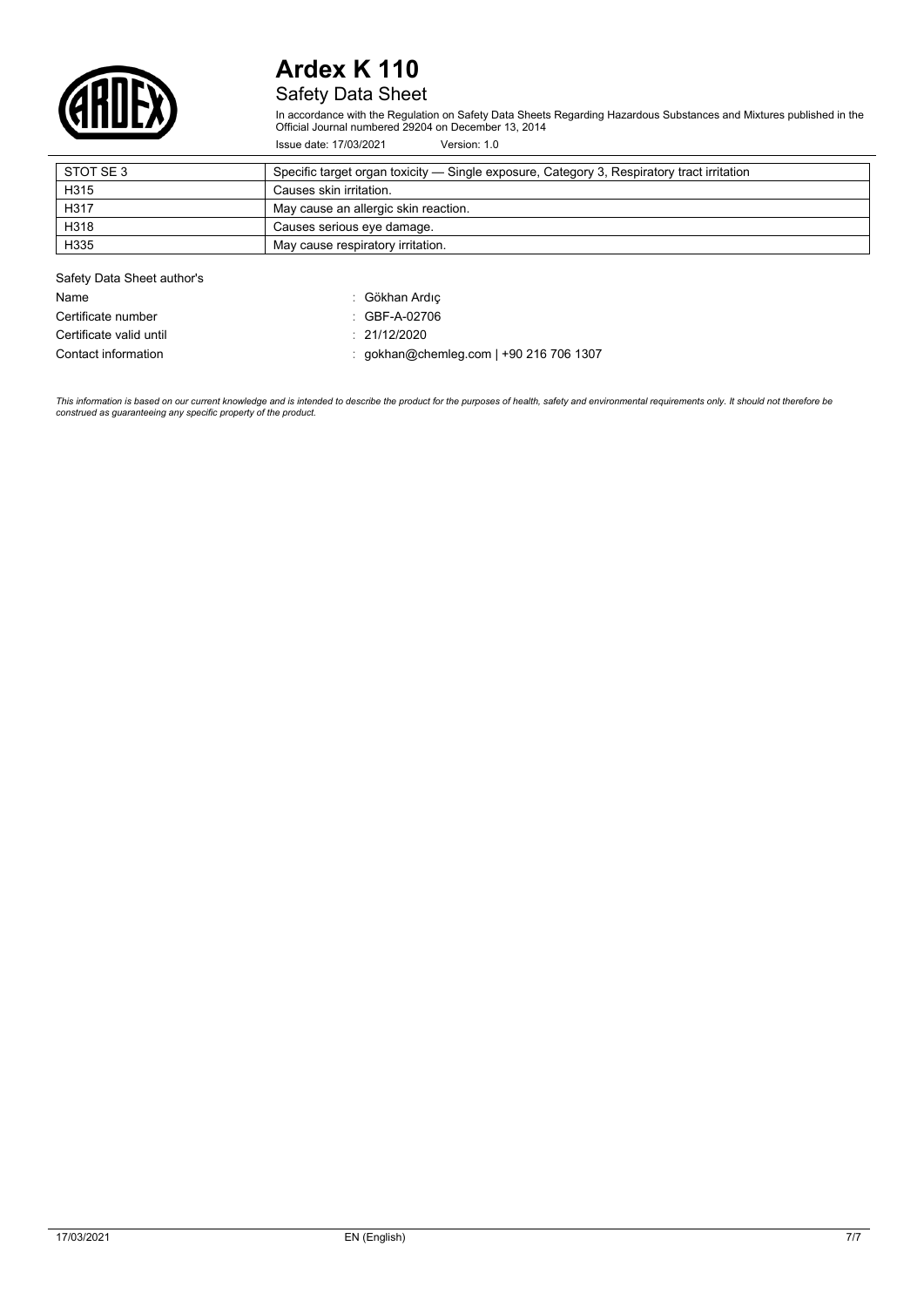| | |
|---|---|
| STOT SE 3 | Specific target organ toxicity — Single exposure, Category 3, Respiratory tract irritation |
| H315 | Causes skin irritation. |
| H317 | May cause an allergic skin reaction. |
| H318 | Causes serious eye damage. |
| H335 | May cause respiratory irritation. |

Safety Data Sheet author's

| | |
|---|---|
| Name | : Gökhan Ardıç |
| Certificate number | : GBF-A-02706 |
| Certificate valid until | : 21/12/2020 |
| Contact information | : gokhan@chemleg.com \| +90 216 706 1307 |

*This information is based on our current knowledge and is intended to describe the product for the purposes of health, safety and environmental requirements only. It should not therefore be construed as guaranteeing any specific property of the product.*